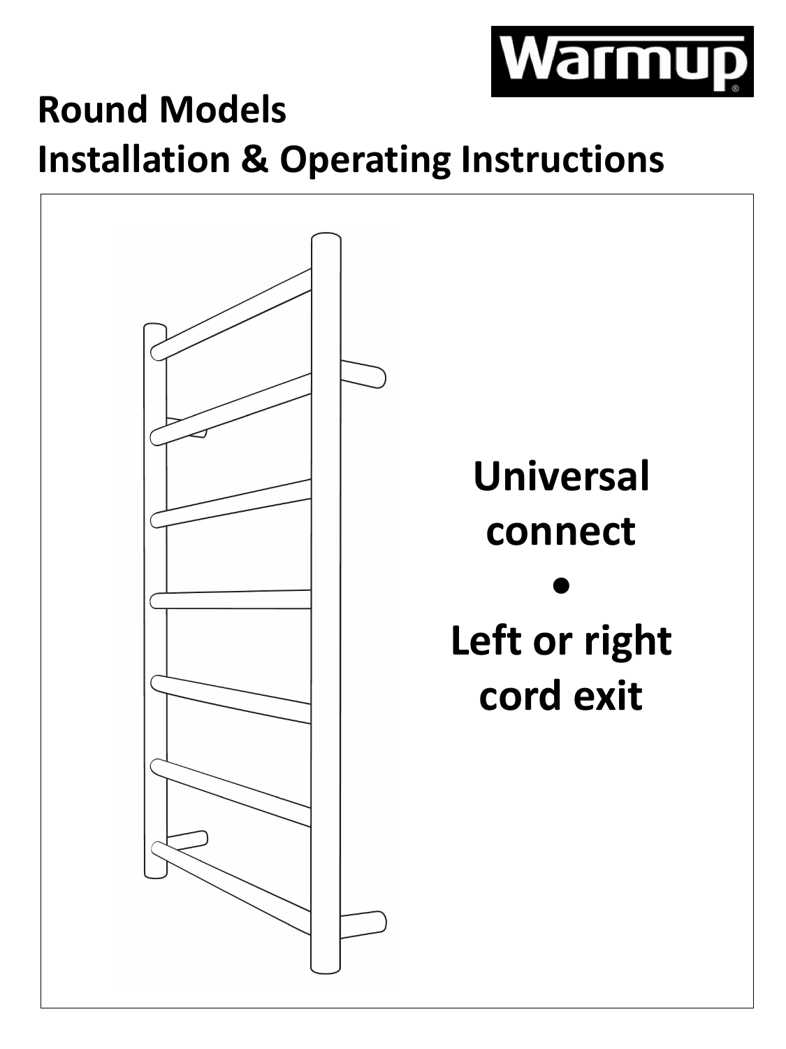Warmup

# Round Models
# Installation & Operating Instructions

**Universal connect**

**•**

**Left or right cord exit**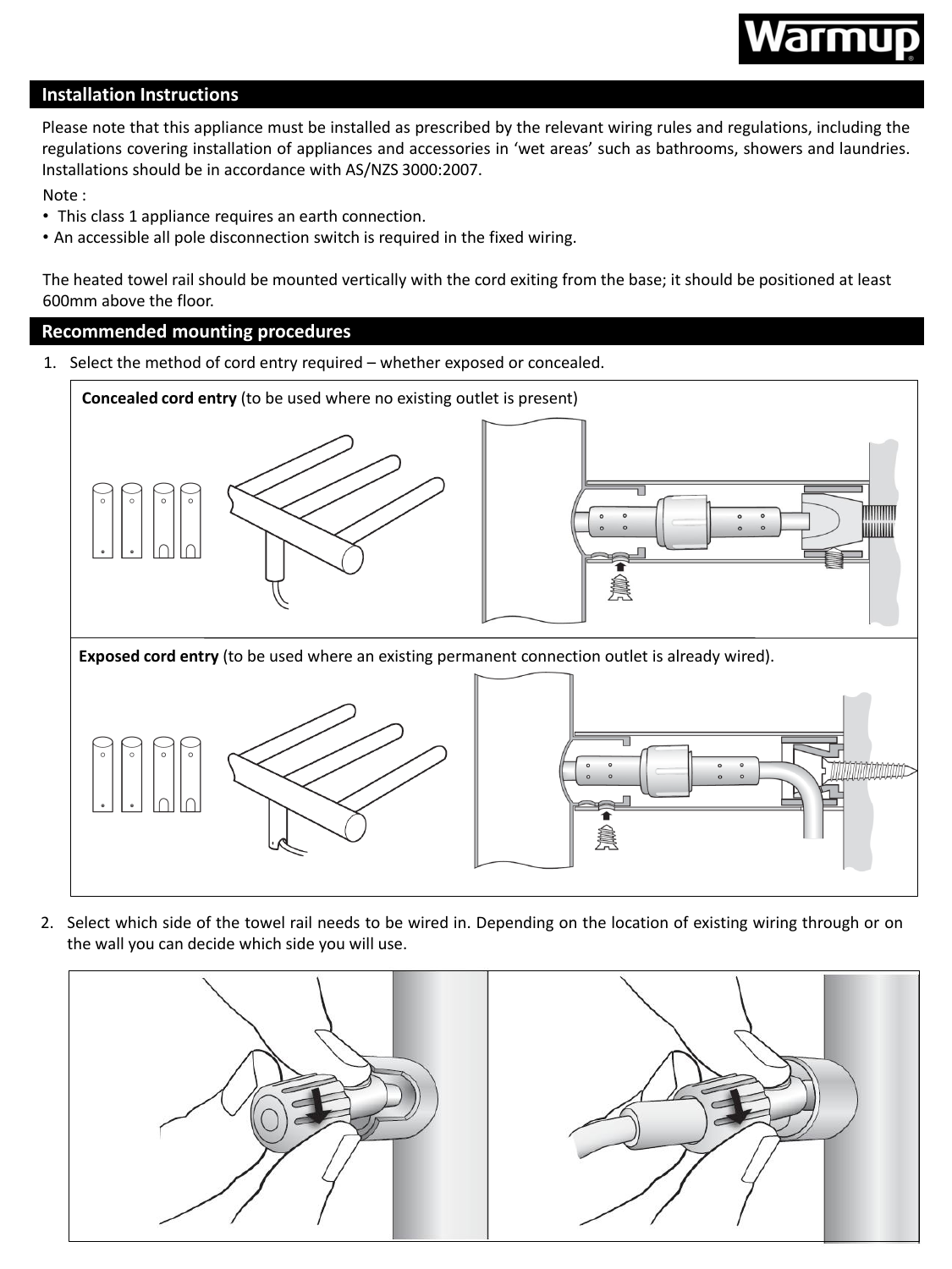## Installation Instructions

Please note that this appliance must be installed as prescribed by the relevant wiring rules and regulations, including the regulations covering installation of appliances and accessories in 'wet areas' such as bathrooms, showers and laundries. Installations should be in accordance with AS/NZS 3000:2007.

Note :

- This class 1 appliance requires an earth connection.
- An accessible all pole disconnection switch is required in the fixed wiring.

The heated towel rail should be mounted vertically with the cord exiting from the base; it should be positioned at least 600mm above the floor.

## Recommended mounting procedures

1. Select the method of cord entry required – whether exposed or concealed.

**Concealed cord entry** (to be used where no existing outlet is present)

**Exposed cord entry** (to be used where an existing permanent connection outlet is already wired).

2. Select which side of the towel rail needs to be wired in. Depending on the location of existing wiring through or on the wall you can decide which side you will use.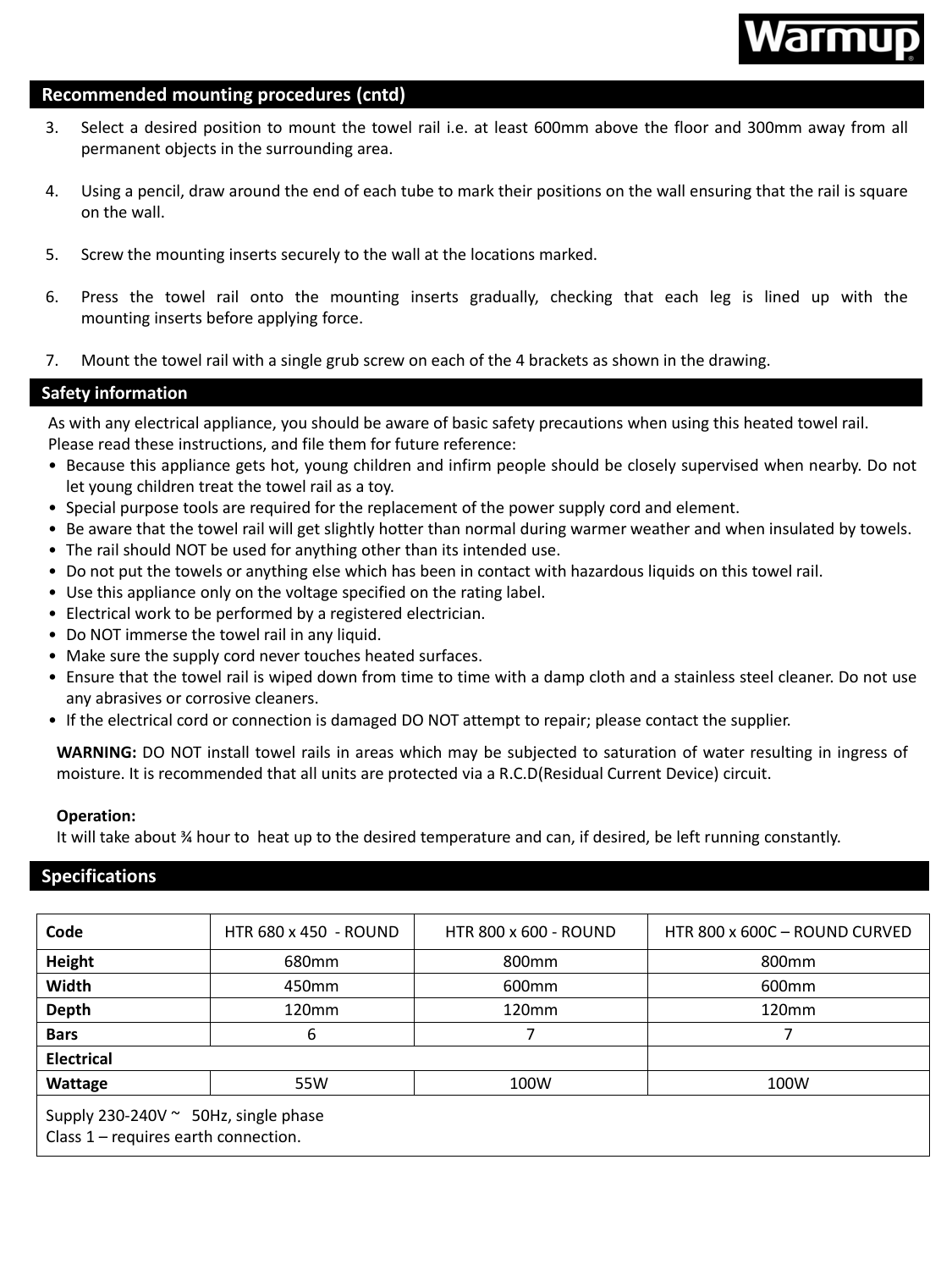## Recommended mounting procedures (cntd)

3. Select a desired position to mount the towel rail i.e. at least 600mm above the floor and 300mm away from all permanent objects in the surrounding area.

4. Using a pencil, draw around the end of each tube to mark their positions on the wall ensuring that the rail is square on the wall.

5. Screw the mounting inserts securely to the wall at the locations marked.

6. Press the towel rail onto the mounting inserts gradually, checking that each leg is lined up with the mounting inserts before applying force.

7. Mount the towel rail with a single grub screw on each of the 4 brackets as shown in the drawing.

## Safety information

As with any electrical appliance, you should be aware of basic safety precautions when using this heated towel rail. Please read these instructions, and file them for future reference:

- Because this appliance gets hot, young children and infirm people should be closely supervised when nearby. Do not let young children treat the towel rail as a toy.
- Special purpose tools are required for the replacement of the power supply cord and element.
- Be aware that the towel rail will get slightly hotter than normal during warmer weather and when insulated by towels.
- The rail should NOT be used for anything other than its intended use.
- Do not put the towels or anything else which has been in contact with hazardous liquids on this towel rail.
- Use this appliance only on the voltage specified on the rating label.
- Electrical work to be performed by a registered electrician.
- Do NOT immerse the towel rail in any liquid.
- Make sure the supply cord never touches heated surfaces.
- Ensure that the towel rail is wiped down from time to time with a damp cloth and a stainless steel cleaner. Do not use any abrasives or corrosive cleaners.
- If the electrical cord or connection is damaged DO NOT attempt to repair; please contact the supplier.

**WARNING:** DO NOT install towel rails in areas which may be subjected to saturation of water resulting in ingress of moisture. It is recommended that all units are protected via a R.C.D(Residual Current Device) circuit.

**Operation:**
It will take about ¾ hour to heat up to the desired temperature and can, if desired, be left running constantly.

## Specifications

| Code | HTR 680 x 450 - ROUND | HTR 800 x 600 - ROUND | HTR 800 x 600C – ROUND CURVED |
|---|---|---|---|
| **Height** | 680mm | 800mm | 800mm |
| **Width** | 450mm | 600mm | 600mm |
| **Depth** | 120mm | 120mm | 120mm |
| **Bars** | 6 | 7 | 7 |
| **Electrical** | | | |
| **Wattage** | 55W | 100W | 100W |
| Supply 230-240V ~ 50Hz, single phase<br>Class 1 – requires earth connection. | | | |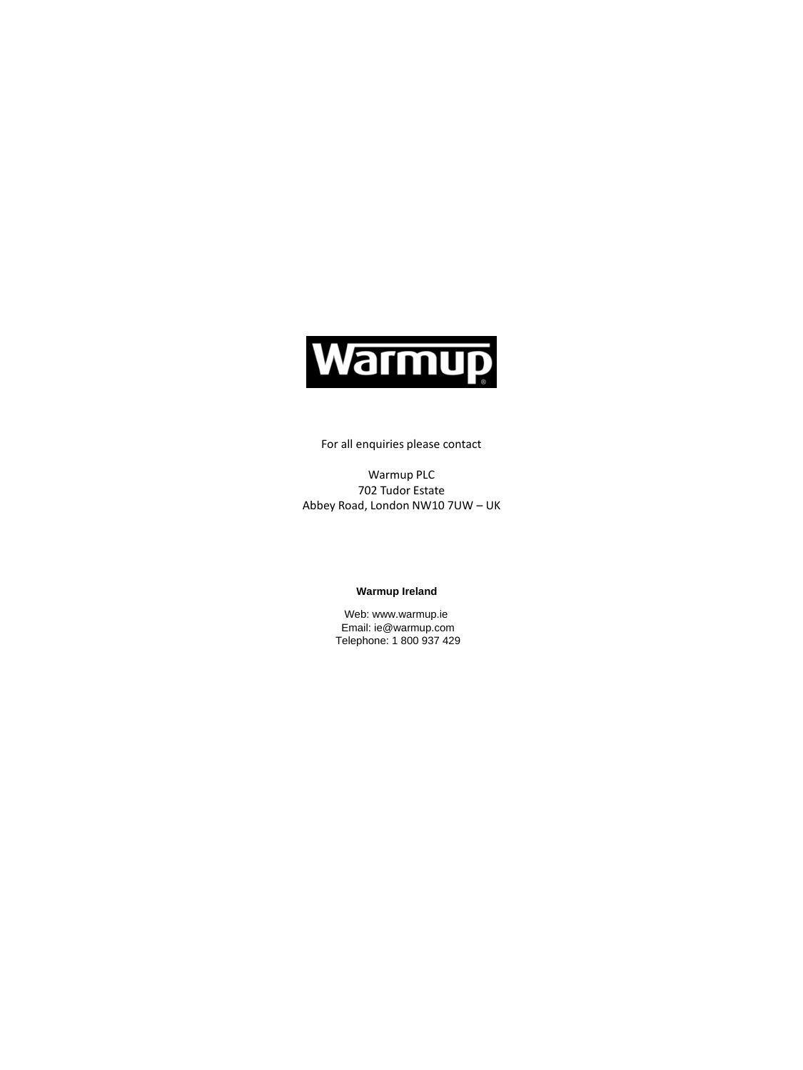Warmup®

For all enquiries please contact

Warmup PLC
702 Tudor Estate
Abbey Road, London NW10 7UW – UK

**Warmup Ireland**

Web: www.warmup.ie
Email: ie@warmup.com
Telephone: 1 800 937 429